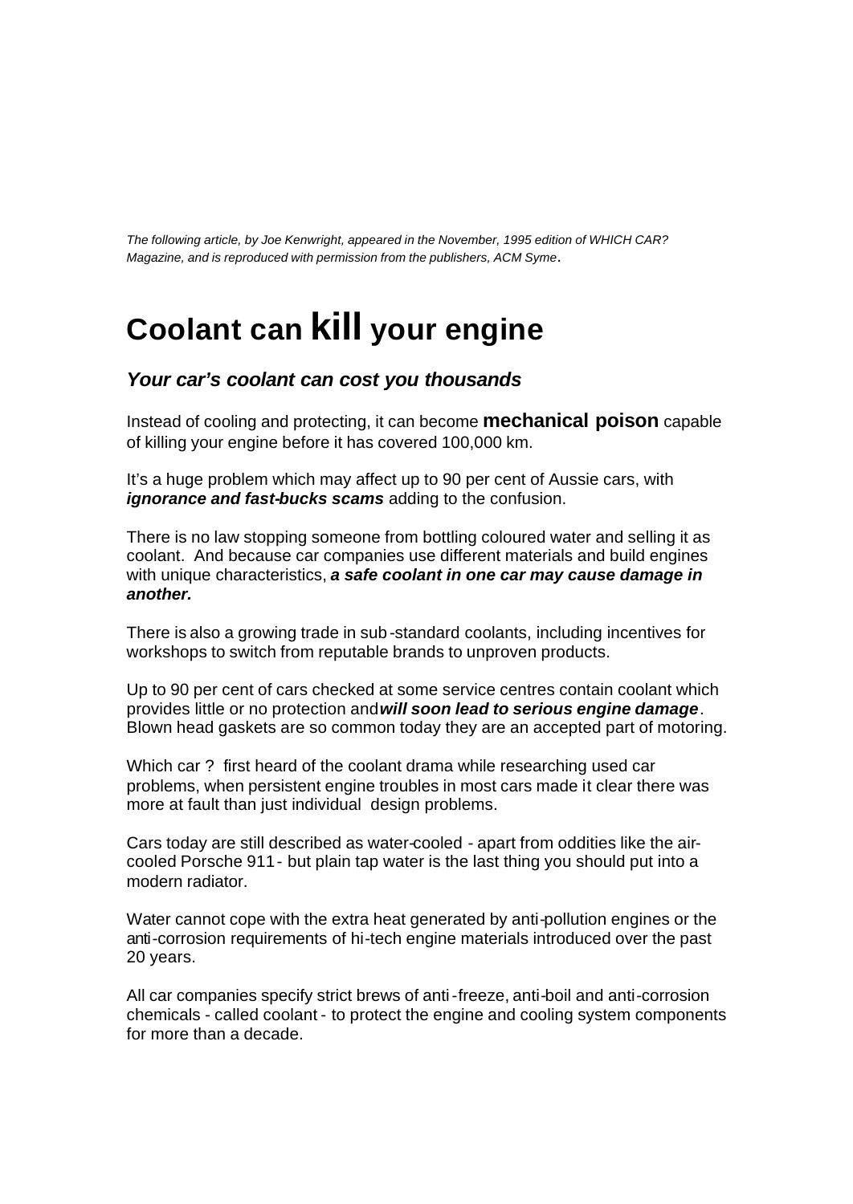*The following article, by Joe Kenwright, appeared in the November, 1995 edition of WHICH CAR? Magazine, and is reproduced with permission from the publishers, ACM Syme.*

# Coolant can kill your engine

## *Your car's coolant can cost you thousands*

Instead of cooling and protecting, it can become **mechanical poison** capable of killing your engine before it has covered 100,000 km.

It's a huge problem which may affect up to 90 per cent of Aussie cars, with ***ignorance and fast-bucks scams*** adding to the confusion.

There is no law stopping someone from bottling coloured water and selling it as coolant. And because car companies use different materials and build engines with unique characteristics, ***a safe coolant in one car may cause damage in another.***

There is also a growing trade in sub-standard coolants, including incentives for workshops to switch from reputable brands to unproven products.

Up to 90 per cent of cars checked at some service centres contain coolant which provides little or no protection and ***will soon lead to serious engine damage***. Blown head gaskets are so common today they are an accepted part of motoring.

Which car ? first heard of the coolant drama while researching used car problems, when persistent engine troubles in most cars made it clear there was more at fault than just individual design problems.

Cars today are still described as water-cooled - apart from oddities like the air-cooled Porsche 911 - but plain tap water is the last thing you should put into a modern radiator.

Water cannot cope with the extra heat generated by anti-pollution engines or the anti-corrosion requirements of hi-tech engine materials introduced over the past 20 years.

All car companies specify strict brews of anti-freeze, anti-boil and anti-corrosion chemicals - called coolant - to protect the engine and cooling system components for more than a decade.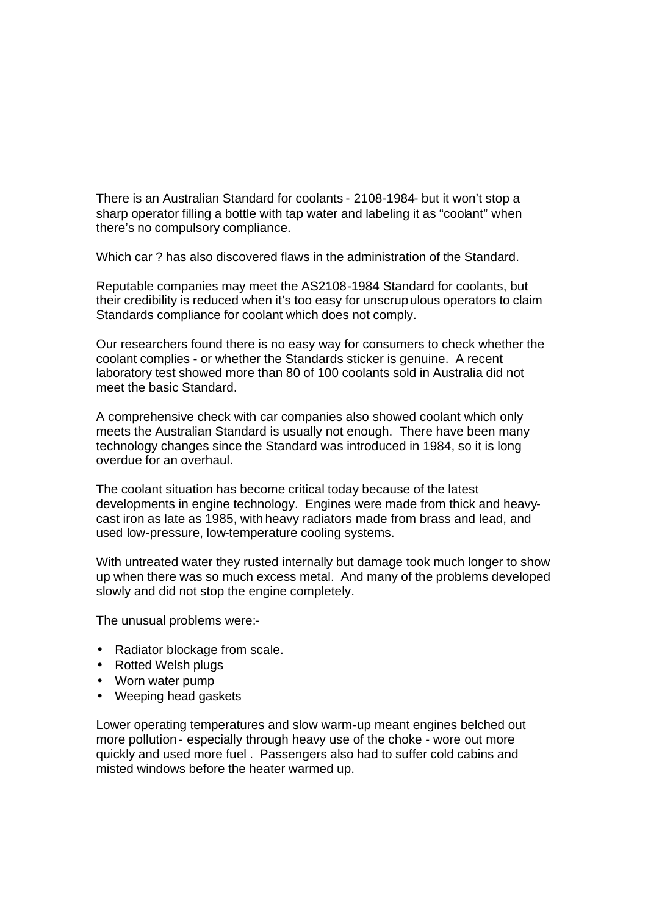There is an Australian Standard for coolants - 2108-1984- but it won't stop a sharp operator filling a bottle with tap water and labeling it as "coolant" when there's no compulsory compliance.

Which car ? has also discovered flaws in the administration of the Standard.

Reputable companies may meet the AS2108-1984 Standard for coolants, but their credibility is reduced when it's too easy for unscrupulous operators to claim Standards compliance for coolant which does not comply.

Our researchers found there is no easy way for consumers to check whether the coolant complies - or whether the Standards sticker is genuine. A recent laboratory test showed more than 80 of 100 coolants sold in Australia did not meet the basic Standard.

A comprehensive check with car companies also showed coolant which only meets the Australian Standard is usually not enough. There have been many technology changes since the Standard was introduced in 1984, so it is long overdue for an overhaul.

The coolant situation has become critical today because of the latest developments in engine technology. Engines were made from thick and heavy-cast iron as late as 1985, with heavy radiators made from brass and lead, and used low-pressure, low-temperature cooling systems.

With untreated water they rusted internally but damage took much longer to show up when there was so much excess metal. And many of the problems developed slowly and did not stop the engine completely.

The unusual problems were:-

- Radiator blockage from scale.
- Rotted Welsh plugs
- Worn water pump
- Weeping head gaskets

Lower operating temperatures and slow warm-up meant engines belched out more pollution - especially through heavy use of the choke - wore out more quickly and used more fuel . Passengers also had to suffer cold cabins and misted windows before the heater warmed up.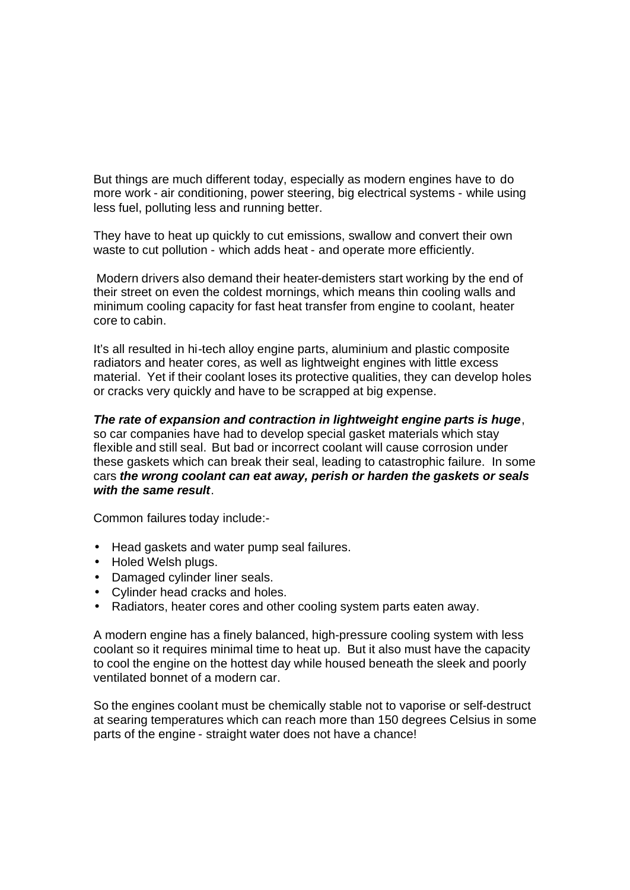But things are much different today, especially as modern engines have to do more work - air conditioning, power steering, big electrical systems - while using less fuel, polluting less and running better.

They have to heat up quickly to cut emissions, swallow and convert their own waste to cut pollution - which adds heat - and operate more efficiently.

Modern drivers also demand their heater-demisters start working by the end of their street on even the coldest mornings, which means thin cooling walls and minimum cooling capacity for fast heat transfer from engine to coolant, heater core to cabin.

It's all resulted in hi-tech alloy engine parts, aluminium and plastic composite radiators and heater cores, as well as lightweight engines with little excess material. Yet if their coolant loses its protective qualities, they can develop holes or cracks very quickly and have to be scrapped at big expense.

***The rate of expansion and contraction in lightweight engine parts is huge***, so car companies have had to develop special gasket materials which stay flexible and still seal. But bad or incorrect coolant will cause corrosion under these gaskets which can break their seal, leading to catastrophic failure. In some cars ***the wrong coolant can eat away, perish or harden the gaskets or seals with the same result***.

Common failures today include:-

- Head gaskets and water pump seal failures.
- Holed Welsh plugs.
- Damaged cylinder liner seals.
- Cylinder head cracks and holes.
- Radiators, heater cores and other cooling system parts eaten away.

A modern engine has a finely balanced, high-pressure cooling system with less coolant so it requires minimal time to heat up. But it also must have the capacity to cool the engine on the hottest day while housed beneath the sleek and poorly ventilated bonnet of a modern car.

So the engines coolant must be chemically stable not to vaporise or self-destruct at searing temperatures which can reach more than 150 degrees Celsius in some parts of the engine - straight water does not have a chance!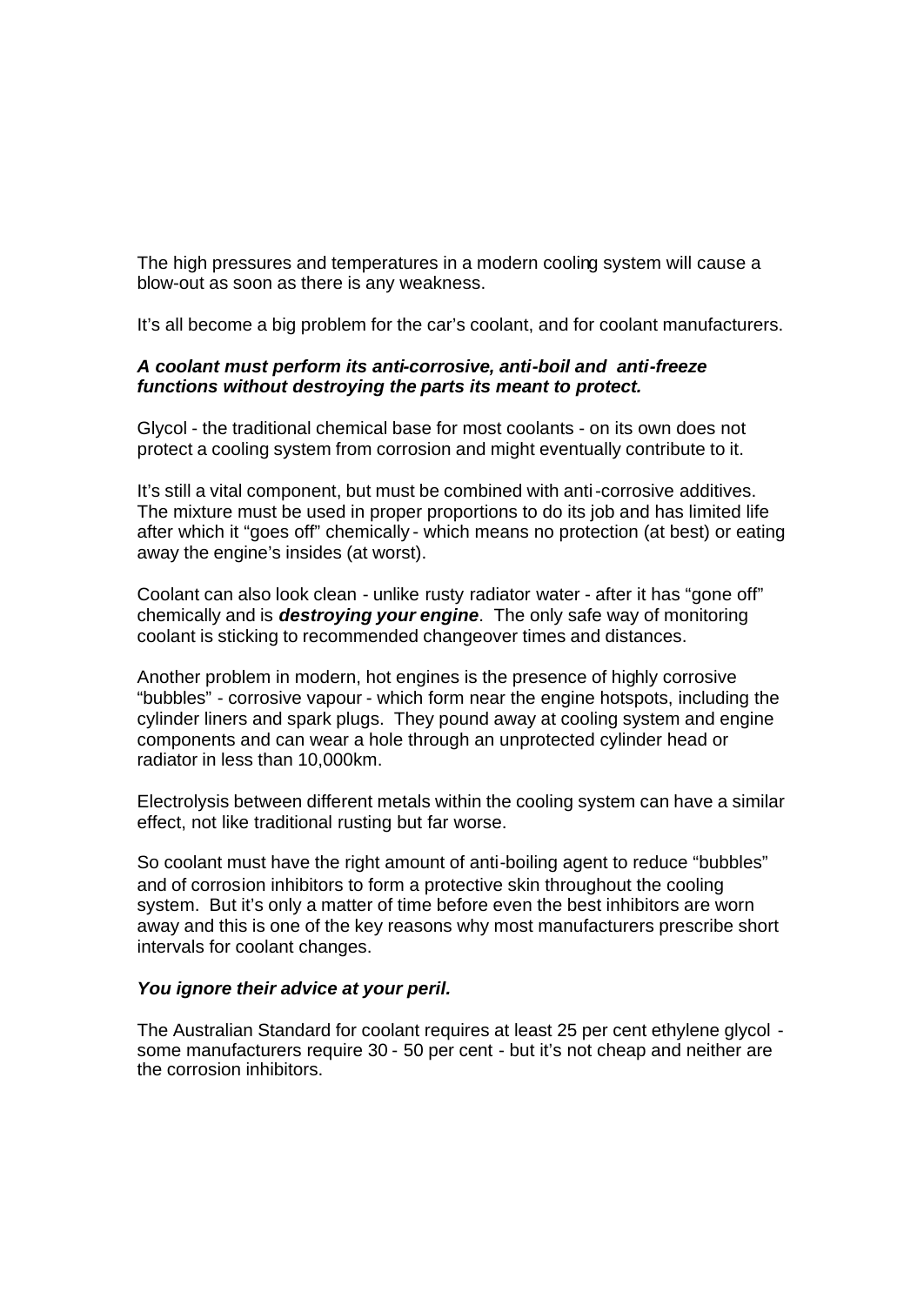The high pressures and temperatures in a modern cooling system will cause a blow-out as soon as there is any weakness.

It's all become a big problem for the car's coolant, and for coolant manufacturers.

***A coolant must perform its anti-corrosive, anti-boil and anti-freeze functions without destroying the parts its meant to protect.***

Glycol - the traditional chemical base for most coolants - on its own does not protect a cooling system from corrosion and might eventually contribute to it.

It's still a vital component, but must be combined with anti-corrosive additives. The mixture must be used in proper proportions to do its job and has limited life after which it "goes off" chemically - which means no protection (at best) or eating away the engine's insides (at worst).

Coolant can also look clean - unlike rusty radiator water - after it has "gone off" chemically and is ***destroying your engine***. The only safe way of monitoring coolant is sticking to recommended changeover times and distances.

Another problem in modern, hot engines is the presence of highly corrosive "bubbles" - corrosive vapour - which form near the engine hotspots, including the cylinder liners and spark plugs. They pound away at cooling system and engine components and can wear a hole through an unprotected cylinder head or radiator in less than 10,000km.

Electrolysis between different metals within the cooling system can have a similar effect, not like traditional rusting but far worse.

So coolant must have the right amount of anti-boiling agent to reduce "bubbles" and of corrosion inhibitors to form a protective skin throughout the cooling system. But it's only a matter of time before even the best inhibitors are worn away and this is one of the key reasons why most manufacturers prescribe short intervals for coolant changes.

***You ignore their advice at your peril.***

The Australian Standard for coolant requires at least 25 per cent ethylene glycol - some manufacturers require 30 - 50 per cent - but it's not cheap and neither are the corrosion inhibitors.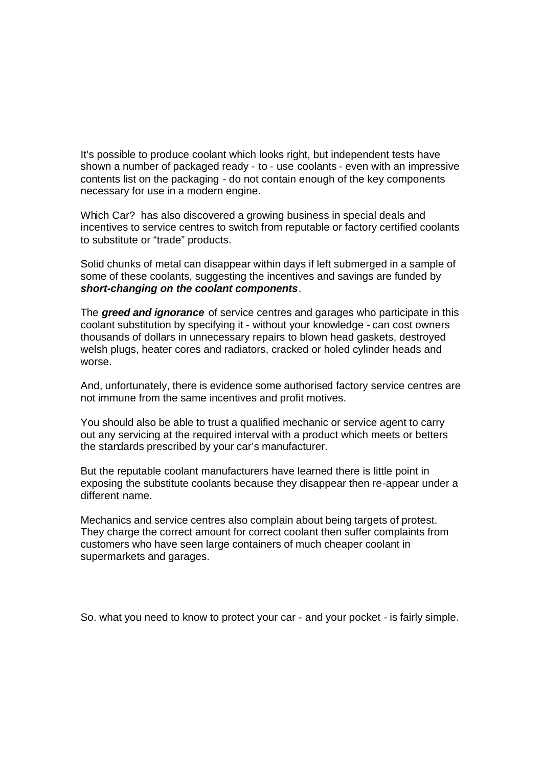It's possible to produce coolant which looks right, but independent tests have shown a number of packaged ready - to - use coolants - even with an impressive contents list on the packaging - do not contain enough of the key components necessary for use in a modern engine.

Which Car? has also discovered a growing business in special deals and incentives to service centres to switch from reputable or factory certified coolants to substitute or "trade" products.

Solid chunks of metal can disappear within days if left submerged in a sample of some of these coolants, suggesting the incentives and savings are funded by ***short-changing on the coolant components***.

The ***greed and ignorance*** of service centres and garages who participate in this coolant substitution by specifying it - without your knowledge - can cost owners thousands of dollars in unnecessary repairs to blown head gaskets, destroyed welsh plugs, heater cores and radiators, cracked or holed cylinder heads and worse.

And, unfortunately, there is evidence some authorised factory service centres are not immune from the same incentives and profit motives.

You should also be able to trust a qualified mechanic or service agent to carry out any servicing at the required interval with a product which meets or betters the standards prescribed by your car's manufacturer.

But the reputable coolant manufacturers have learned there is little point in exposing the substitute coolants because they disappear then re-appear under a different name.

Mechanics and service centres also complain about being targets of protest. They charge the correct amount for correct coolant then suffer complaints from customers who have seen large containers of much cheaper coolant in supermarkets and garages.

So. what you need to know to protect your car - and your pocket - is fairly simple.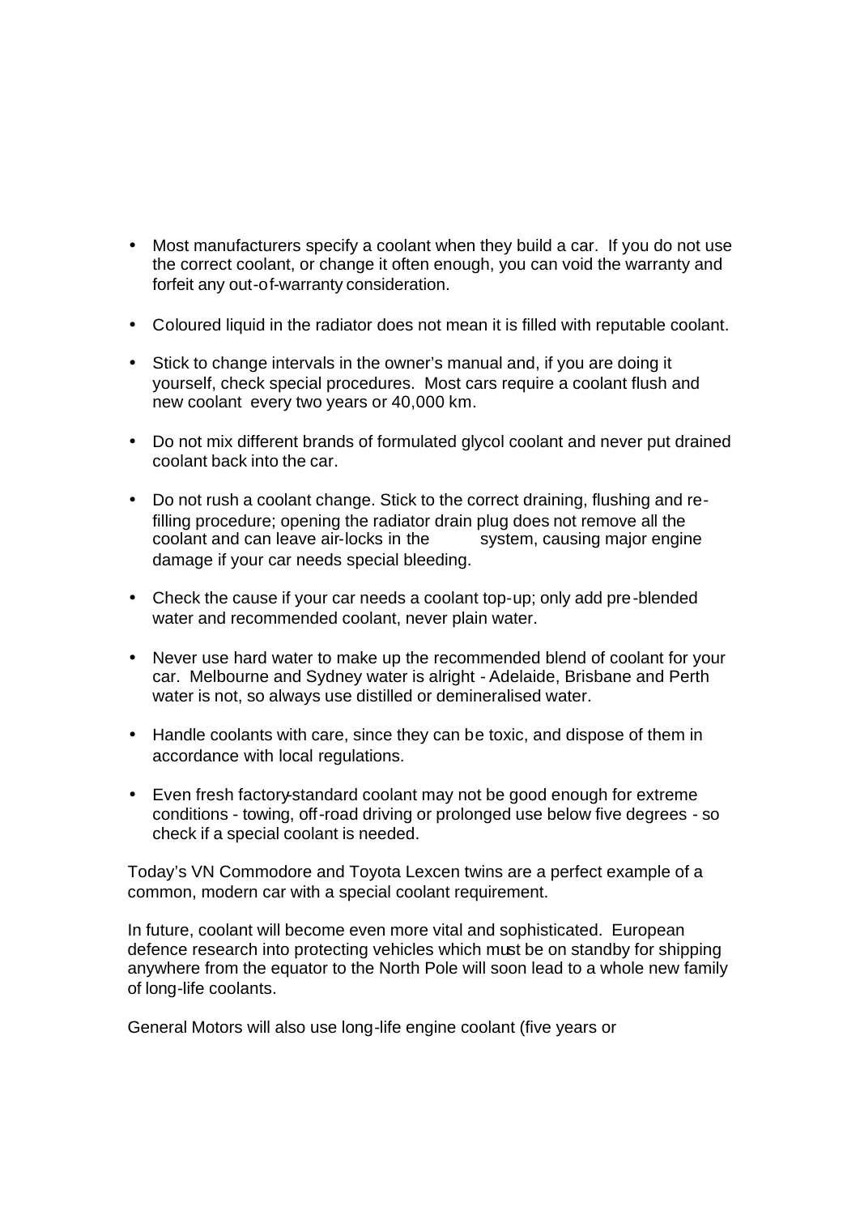- Most manufacturers specify a coolant when they build a car. If you do not use the correct coolant, or change it often enough, you can void the warranty and forfeit any out-of-warranty consideration.

- Coloured liquid in the radiator does not mean it is filled with reputable coolant.

- Stick to change intervals in the owner's manual and, if you are doing it yourself, check special procedures. Most cars require a coolant flush and new coolant every two years or 40,000 km.

- Do not mix different brands of formulated glycol coolant and never put drained coolant back into the car.

- Do not rush a coolant change. Stick to the correct draining, flushing and re-filling procedure; opening the radiator drain plug does not remove all the coolant and can leave air-locks in the system, causing major engine damage if your car needs special bleeding.

- Check the cause if your car needs a coolant top-up; only add pre-blended water and recommended coolant, never plain water.

- Never use hard water to make up the recommended blend of coolant for your car. Melbourne and Sydney water is alright - Adelaide, Brisbane and Perth water is not, so always use distilled or demineralised water.

- Handle coolants with care, since they can be toxic, and dispose of them in accordance with local regulations.

- Even fresh factory-standard coolant may not be good enough for extreme conditions - towing, off-road driving or prolonged use below five degrees - so check if a special coolant is needed.

Today's VN Commodore and Toyota Lexcen twins are a perfect example of a common, modern car with a special coolant requirement.

In future, coolant will become even more vital and sophisticated. European defence research into protecting vehicles which must be on standby for shipping anywhere from the equator to the North Pole will soon lead to a whole new family of long-life coolants.

General Motors will also use long-life engine coolant (five years or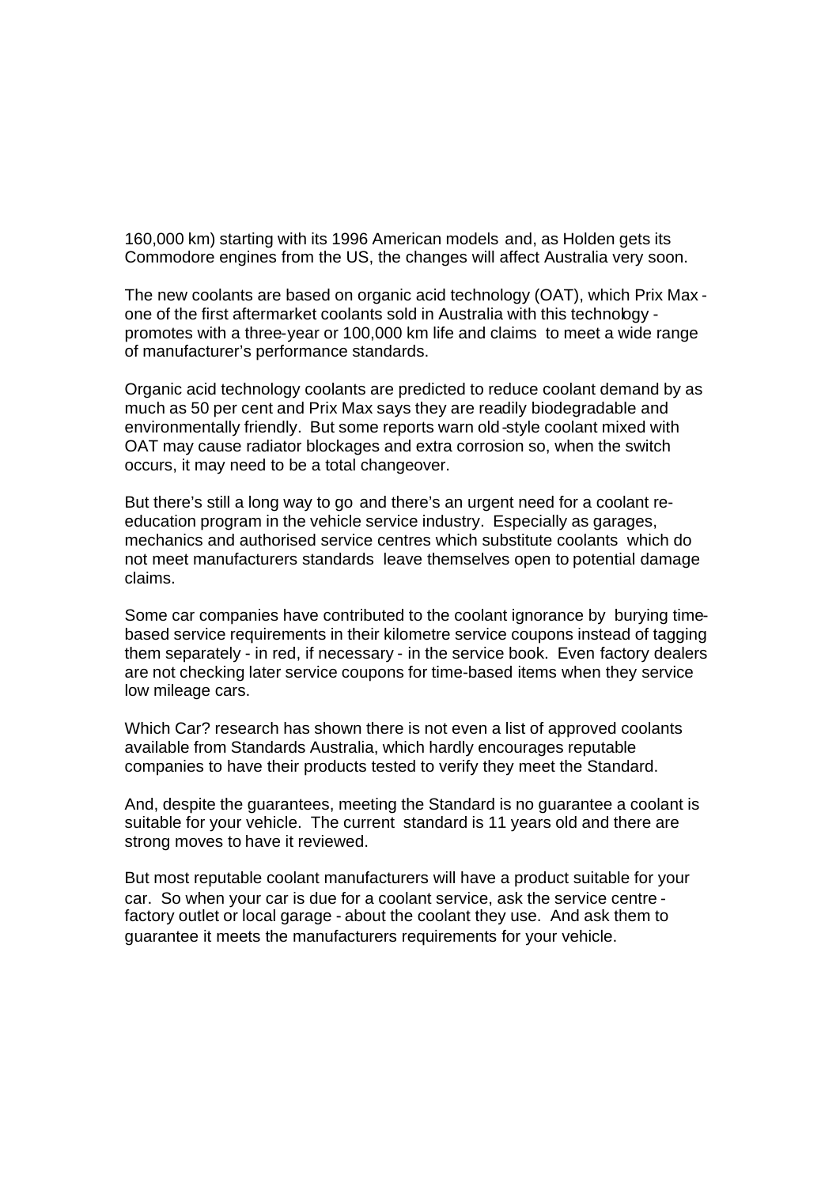160,000 km) starting with its 1996 American models and, as Holden gets its Commodore engines from the US, the changes will affect Australia very soon.

The new coolants are based on organic acid technology (OAT), which Prix Max - one of the first aftermarket coolants sold in Australia with this technology - promotes with a three-year or 100,000 km life and claims to meet a wide range of manufacturer's performance standards.

Organic acid technology coolants are predicted to reduce coolant demand by as much as 50 per cent and Prix Max says they are readily biodegradable and environmentally friendly. But some reports warn old-style coolant mixed with OAT may cause radiator blockages and extra corrosion so, when the switch occurs, it may need to be a total changeover.

But there's still a long way to go and there's an urgent need for a coolant re-education program in the vehicle service industry. Especially as garages, mechanics and authorised service centres which substitute coolants which do not meet manufacturers standards leave themselves open to potential damage claims.

Some car companies have contributed to the coolant ignorance by burying time-based service requirements in their kilometre service coupons instead of tagging them separately - in red, if necessary - in the service book. Even factory dealers are not checking later service coupons for time-based items when they service low mileage cars.

Which Car? research has shown there is not even a list of approved coolants available from Standards Australia, which hardly encourages reputable companies to have their products tested to verify they meet the Standard.

And, despite the guarantees, meeting the Standard is no guarantee a coolant is suitable for your vehicle. The current standard is 11 years old and there are strong moves to have it reviewed.

But most reputable coolant manufacturers will have a product suitable for your car. So when your car is due for a coolant service, ask the service centre - factory outlet or local garage - about the coolant they use. And ask them to guarantee it meets the manufacturers requirements for your vehicle.